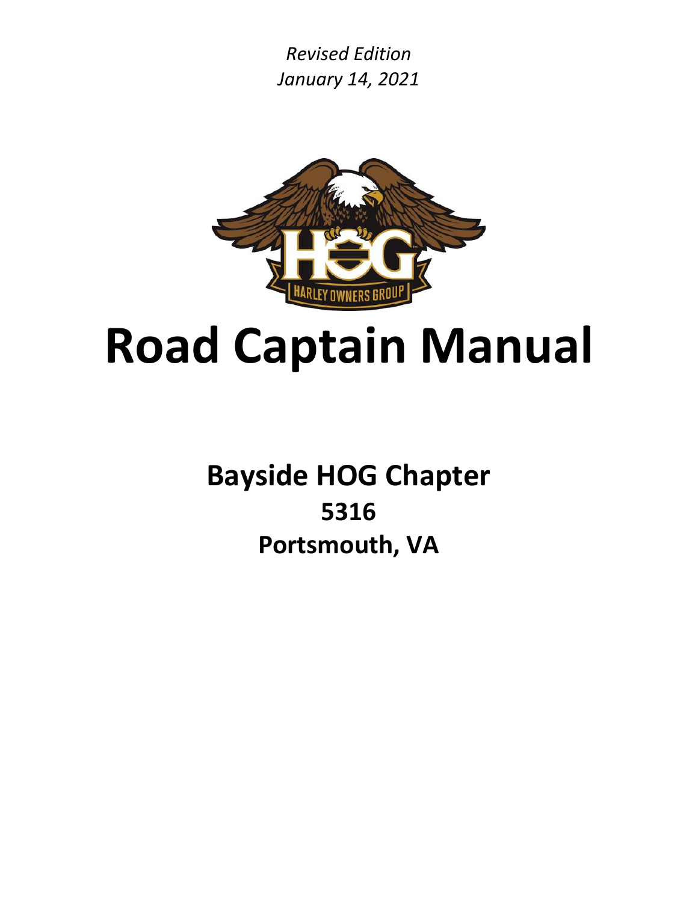*Revised Edition*
*January 14, 2021*

# Road Captain Manual

## Bayside HOG Chapter
## 5316
## Portsmouth, VA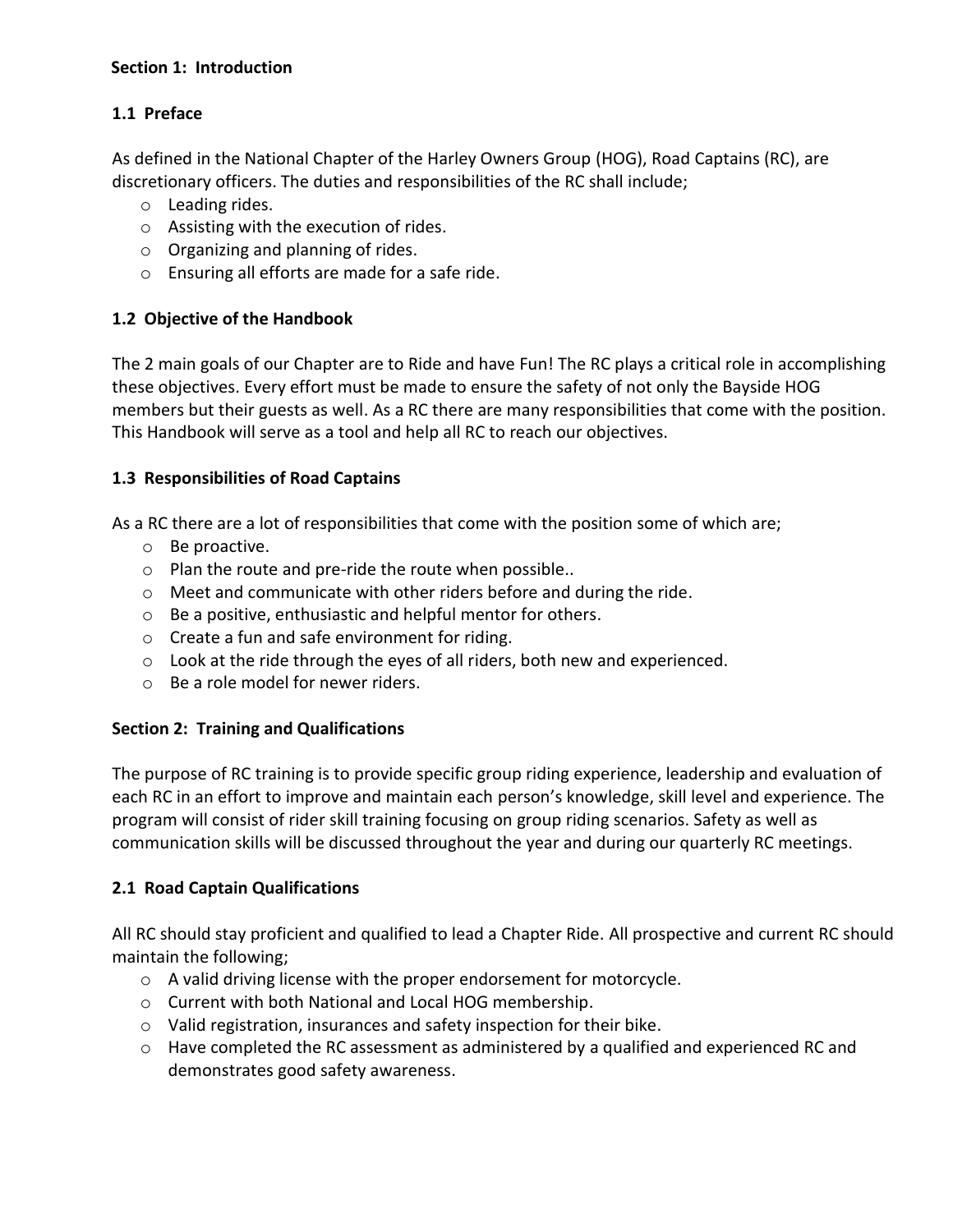## Section 1: Introduction

### 1.1 Preface

As defined in the National Chapter of the Harley Owners Group (HOG), Road Captains (RC), are discretionary officers. The duties and responsibilities of the RC shall include;

- Leading rides.
- Assisting with the execution of rides.
- Organizing and planning of rides.
- Ensuring all efforts are made for a safe ride.

### 1.2 Objective of the Handbook

The 2 main goals of our Chapter are to Ride and have Fun! The RC plays a critical role in accomplishing these objectives. Every effort must be made to ensure the safety of not only the Bayside HOG members but their guests as well. As a RC there are many responsibilities that come with the position. This Handbook will serve as a tool and help all RC to reach our objectives.

### 1.3 Responsibilities of Road Captains

As a RC there are a lot of responsibilities that come with the position some of which are;

- Be proactive.
- Plan the route and pre-ride the route when possible..
- Meet and communicate with other riders before and during the ride.
- Be a positive, enthusiastic and helpful mentor for others.
- Create a fun and safe environment for riding.
- Look at the ride through the eyes of all riders, both new and experienced.
- Be a role model for newer riders.

## Section 2: Training and Qualifications

The purpose of RC training is to provide specific group riding experience, leadership and evaluation of each RC in an effort to improve and maintain each person's knowledge, skill level and experience. The program will consist of rider skill training focusing on group riding scenarios. Safety as well as communication skills will be discussed throughout the year and during our quarterly RC meetings.

### 2.1 Road Captain Qualifications

All RC should stay proficient and qualified to lead a Chapter Ride. All prospective and current RC should maintain the following;

- A valid driving license with the proper endorsement for motorcycle.
- Current with both National and Local HOG membership.
- Valid registration, insurances and safety inspection for their bike.
- Have completed the RC assessment as administered by a qualified and experienced RC and demonstrates good safety awareness.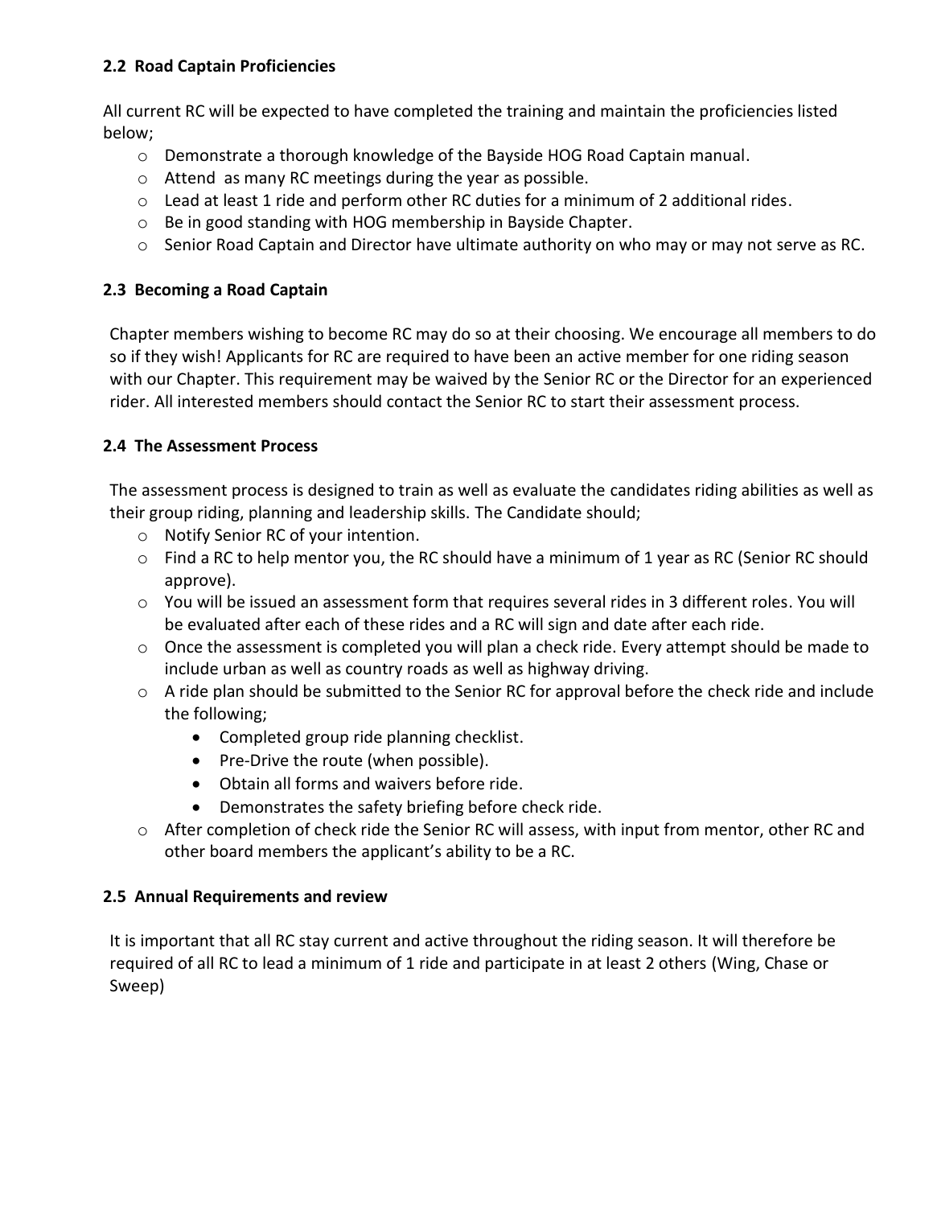### 2.2 Road Captain Proficiencies

All current RC will be expected to have completed the training and maintain the proficiencies listed below;

- Demonstrate a thorough knowledge of the Bayside HOG Road Captain manual.
- Attend as many RC meetings during the year as possible.
- Lead at least 1 ride and perform other RC duties for a minimum of 2 additional rides.
- Be in good standing with HOG membership in Bayside Chapter.
- Senior Road Captain and Director have ultimate authority on who may or may not serve as RC.

### 2.3 Becoming a Road Captain

Chapter members wishing to become RC may do so at their choosing. We encourage all members to do so if they wish! Applicants for RC are required to have been an active member for one riding season with our Chapter. This requirement may be waived by the Senior RC or the Director for an experienced rider. All interested members should contact the Senior RC to start their assessment process.

### 2.4 The Assessment Process

The assessment process is designed to train as well as evaluate the candidates riding abilities as well as their group riding, planning and leadership skills. The Candidate should;

- Notify Senior RC of your intention.
- Find a RC to help mentor you, the RC should have a minimum of 1 year as RC (Senior RC should approve).
- You will be issued an assessment form that requires several rides in 3 different roles. You will be evaluated after each of these rides and a RC will sign and date after each ride.
- Once the assessment is completed you will plan a check ride. Every attempt should be made to include urban as well as country roads as well as highway driving.
- A ride plan should be submitted to the Senior RC for approval before the check ride and include the following;
  - Completed group ride planning checklist.
  - Pre-Drive the route (when possible).
  - Obtain all forms and waivers before ride.
  - Demonstrates the safety briefing before check ride.
- After completion of check ride the Senior RC will assess, with input from mentor, other RC and other board members the applicant's ability to be a RC.

### 2.5 Annual Requirements and review

It is important that all RC stay current and active throughout the riding season. It will therefore be required of all RC to lead a minimum of 1 ride and participate in at least 2 others (Wing, Chase or Sweep)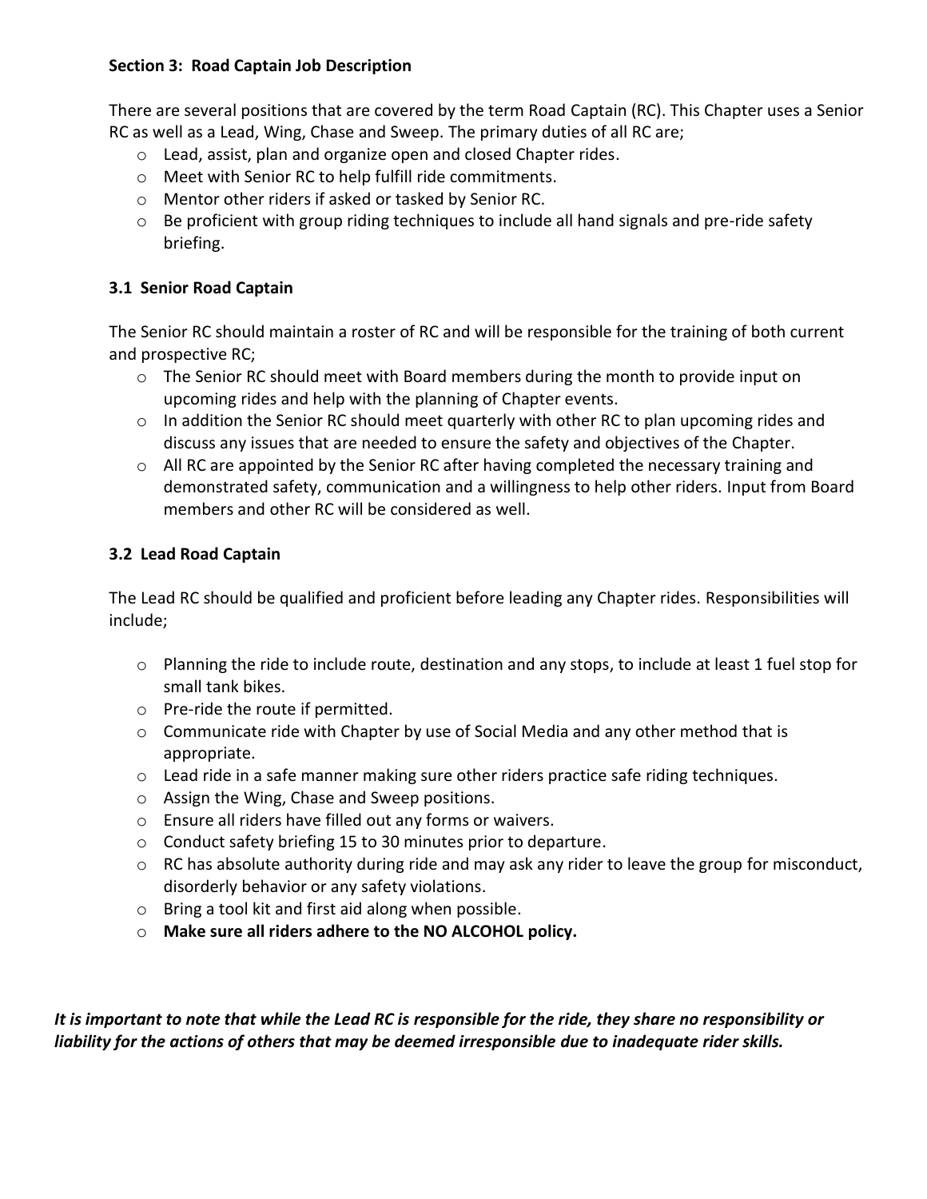### Section 3: Road Captain Job Description

There are several positions that are covered by the term Road Captain (RC). This Chapter uses a Senior RC as well as a Lead, Wing, Chase and Sweep. The primary duties of all RC are;

- Lead, assist, plan and organize open and closed Chapter rides.
- Meet with Senior RC to help fulfill ride commitments.
- Mentor other riders if asked or tasked by Senior RC.
- Be proficient with group riding techniques to include all hand signals and pre-ride safety briefing.

### 3.1 Senior Road Captain

The Senior RC should maintain a roster of RC and will be responsible for the training of both current and prospective RC;

- The Senior RC should meet with Board members during the month to provide input on upcoming rides and help with the planning of Chapter events.
- In addition the Senior RC should meet quarterly with other RC to plan upcoming rides and discuss any issues that are needed to ensure the safety and objectives of the Chapter.
- All RC are appointed by the Senior RC after having completed the necessary training and demonstrated safety, communication and a willingness to help other riders. Input from Board members and other RC will be considered as well.

### 3.2 Lead Road Captain

The Lead RC should be qualified and proficient before leading any Chapter rides. Responsibilities will include;

- Planning the ride to include route, destination and any stops, to include at least 1 fuel stop for small tank bikes.
- Pre-ride the route if permitted.
- Communicate ride with Chapter by use of Social Media and any other method that is appropriate.
- Lead ride in a safe manner making sure other riders practice safe riding techniques.
- Assign the Wing, Chase and Sweep positions.
- Ensure all riders have filled out any forms or waivers.
- Conduct safety briefing 15 to 30 minutes prior to departure.
- RC has absolute authority during ride and may ask any rider to leave the group for misconduct, disorderly behavior or any safety violations.
- Bring a tool kit and first aid along when possible.
- **Make sure all riders adhere to the NO ALCOHOL policy.**

***It is important to note that while the Lead RC is responsible for the ride, they share no responsibility or liability for the actions of others that may be deemed irresponsible due to inadequate rider skills.***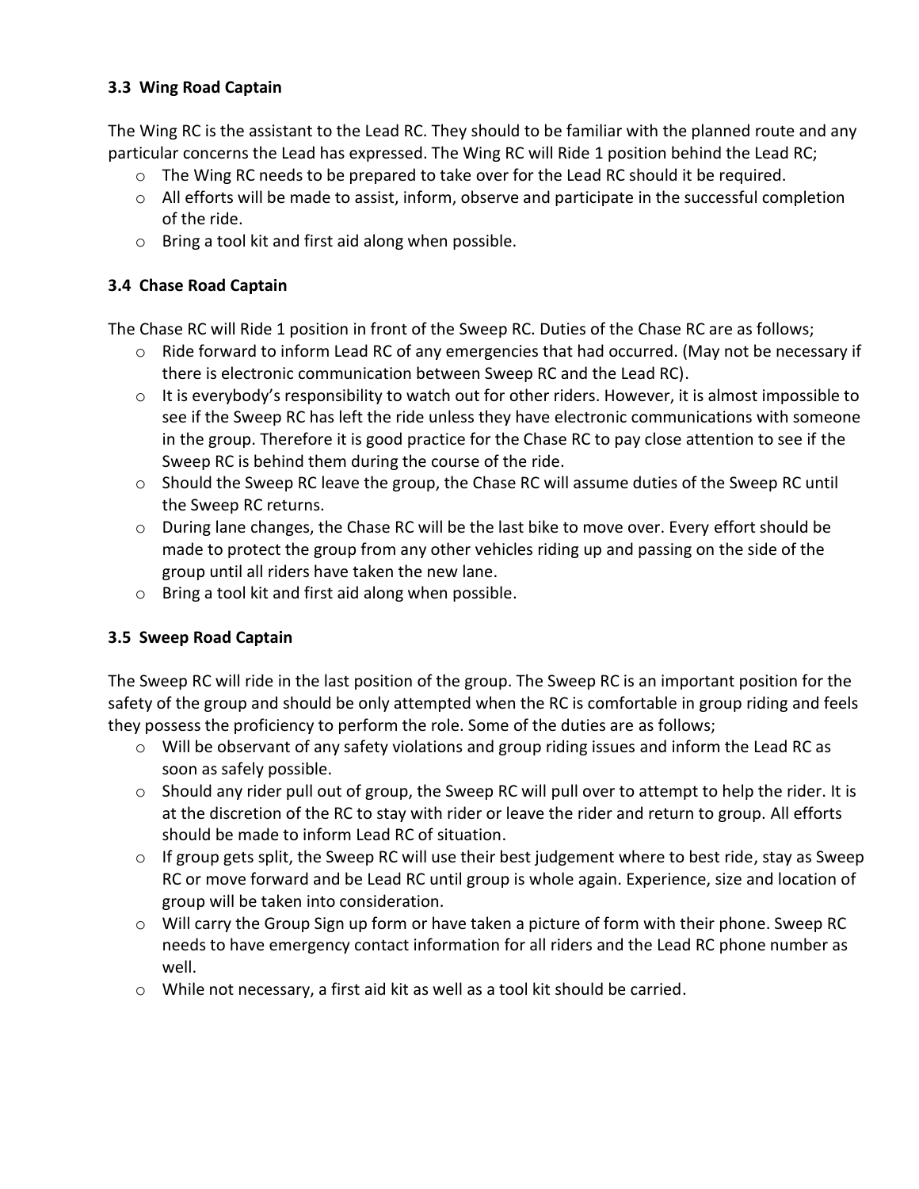### 3.3 Wing Road Captain

The Wing RC is the assistant to the Lead RC. They should to be familiar with the planned route and any particular concerns the Lead has expressed. The Wing RC will Ride 1 position behind the Lead RC;

- The Wing RC needs to be prepared to take over for the Lead RC should it be required.
- All efforts will be made to assist, inform, observe and participate in the successful completion of the ride.
- Bring a tool kit and first aid along when possible.

### 3.4 Chase Road Captain

The Chase RC will Ride 1 position in front of the Sweep RC. Duties of the Chase RC are as follows;

- Ride forward to inform Lead RC of any emergencies that had occurred. (May not be necessary if there is electronic communication between Sweep RC and the Lead RC).
- It is everybody's responsibility to watch out for other riders. However, it is almost impossible to see if the Sweep RC has left the ride unless they have electronic communications with someone in the group. Therefore it is good practice for the Chase RC to pay close attention to see if the Sweep RC is behind them during the course of the ride.
- Should the Sweep RC leave the group, the Chase RC will assume duties of the Sweep RC until the Sweep RC returns.
- During lane changes, the Chase RC will be the last bike to move over. Every effort should be made to protect the group from any other vehicles riding up and passing on the side of the group until all riders have taken the new lane.
- Bring a tool kit and first aid along when possible.

### 3.5 Sweep Road Captain

The Sweep RC will ride in the last position of the group. The Sweep RC is an important position for the safety of the group and should be only attempted when the RC is comfortable in group riding and feels they possess the proficiency to perform the role. Some of the duties are as follows;

- Will be observant of any safety violations and group riding issues and inform the Lead RC as soon as safely possible.
- Should any rider pull out of group, the Sweep RC will pull over to attempt to help the rider. It is at the discretion of the RC to stay with rider or leave the rider and return to group. All efforts should be made to inform Lead RC of situation.
- If group gets split, the Sweep RC will use their best judgement where to best ride, stay as Sweep RC or move forward and be Lead RC until group is whole again. Experience, size and location of group will be taken into consideration.
- Will carry the Group Sign up form or have taken a picture of form with their phone. Sweep RC needs to have emergency contact information for all riders and the Lead RC phone number as well.
- While not necessary, a first aid kit as well as a tool kit should be carried.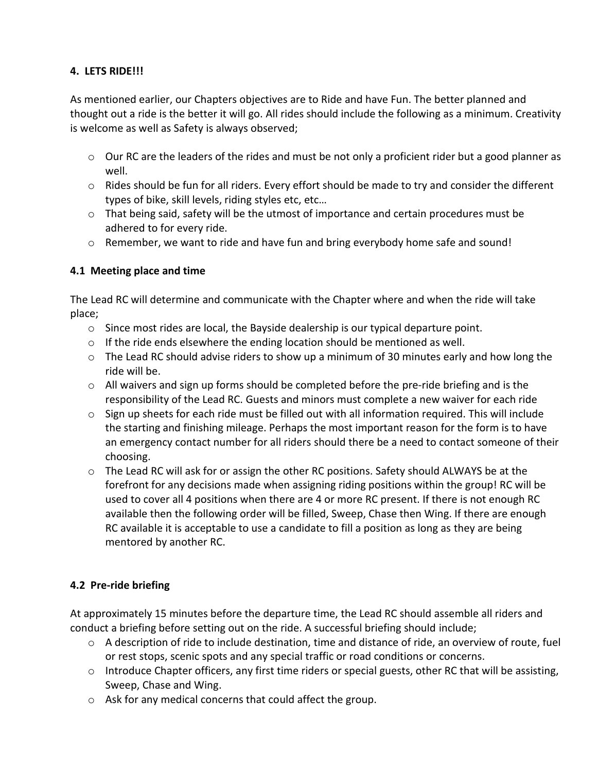## 4. LETS RIDE!!!

As mentioned earlier, our Chapters objectives are to Ride and have Fun. The better planned and thought out a ride is the better it will go. All rides should include the following as a minimum. Creativity is welcome as well as Safety is always observed;

- Our RC are the leaders of the rides and must be not only a proficient rider but a good planner as well.
- Rides should be fun for all riders. Every effort should be made to try and consider the different types of bike, skill levels, riding styles etc, etc…
- That being said, safety will be the utmost of importance and certain procedures must be adhered to for every ride.
- Remember, we want to ride and have fun and bring everybody home safe and sound!

### 4.1 Meeting place and time

The Lead RC will determine and communicate with the Chapter where and when the ride will take place;

- Since most rides are local, the Bayside dealership is our typical departure point.
- If the ride ends elsewhere the ending location should be mentioned as well.
- The Lead RC should advise riders to show up a minimum of 30 minutes early and how long the ride will be.
- All waivers and sign up forms should be completed before the pre-ride briefing and is the responsibility of the Lead RC. Guests and minors must complete a new waiver for each ride
- Sign up sheets for each ride must be filled out with all information required. This will include the starting and finishing mileage. Perhaps the most important reason for the form is to have an emergency contact number for all riders should there be a need to contact someone of their choosing.
- The Lead RC will ask for or assign the other RC positions. Safety should ALWAYS be at the forefront for any decisions made when assigning riding positions within the group! RC will be used to cover all 4 positions when there are 4 or more RC present. If there is not enough RC available then the following order will be filled, Sweep, Chase then Wing. If there are enough RC available it is acceptable to use a candidate to fill a position as long as they are being mentored by another RC.

### 4.2 Pre-ride briefing

At approximately 15 minutes before the departure time, the Lead RC should assemble all riders and conduct a briefing before setting out on the ride. A successful briefing should include;

- A description of ride to include destination, time and distance of ride, an overview of route, fuel or rest stops, scenic spots and any special traffic or road conditions or concerns.
- Introduce Chapter officers, any first time riders or special guests, other RC that will be assisting, Sweep, Chase and Wing.
- Ask for any medical concerns that could affect the group.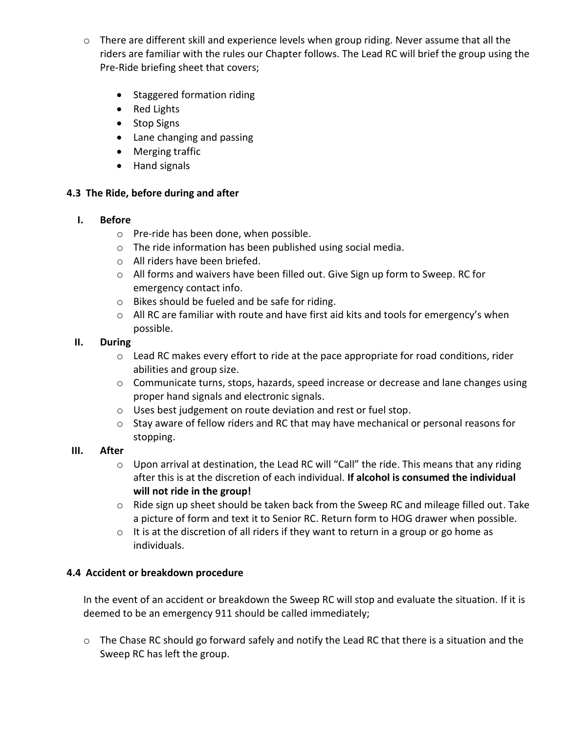- There are different skill and experience levels when group riding. Never assume that all the riders are familiar with the rules our Chapter follows. The Lead RC will brief the group using the Pre-Ride briefing sheet that covers;

    - Staggered formation riding
    - Red Lights
    - Stop Signs
    - Lane changing and passing
    - Merging traffic
    - Hand signals

### 4.3 The Ride, before during and after

I. **Before**
   - Pre-ride has been done, when possible.
   - The ride information has been published using social media.
   - All riders have been briefed.
   - All forms and waivers have been filled out. Give Sign up form to Sweep. RC for emergency contact info.
   - Bikes should be fueled and be safe for riding.
   - All RC are familiar with route and have first aid kits and tools for emergency's when possible.

II. **During**
   - Lead RC makes every effort to ride at the pace appropriate for road conditions, rider abilities and group size.
   - Communicate turns, stops, hazards, speed increase or decrease and lane changes using proper hand signals and electronic signals.
   - Uses best judgement on route deviation and rest or fuel stop.
   - Stay aware of fellow riders and RC that may have mechanical or personal reasons for stopping.

III. **After**
   - Upon arrival at destination, the Lead RC will "Call" the ride. This means that any riding after this is at the discretion of each individual. **If alcohol is consumed the individual will not ride in the group!**
   - Ride sign up sheet should be taken back from the Sweep RC and mileage filled out. Take a picture of form and text it to Senior RC. Return form to HOG drawer when possible.
   - It is at the discretion of all riders if they want to return in a group or go home as individuals.

### 4.4 Accident or breakdown procedure

In the event of an accident or breakdown the Sweep RC will stop and evaluate the situation. If it is deemed to be an emergency 911 should be called immediately;

- The Chase RC should go forward safely and notify the Lead RC that there is a situation and the Sweep RC has left the group.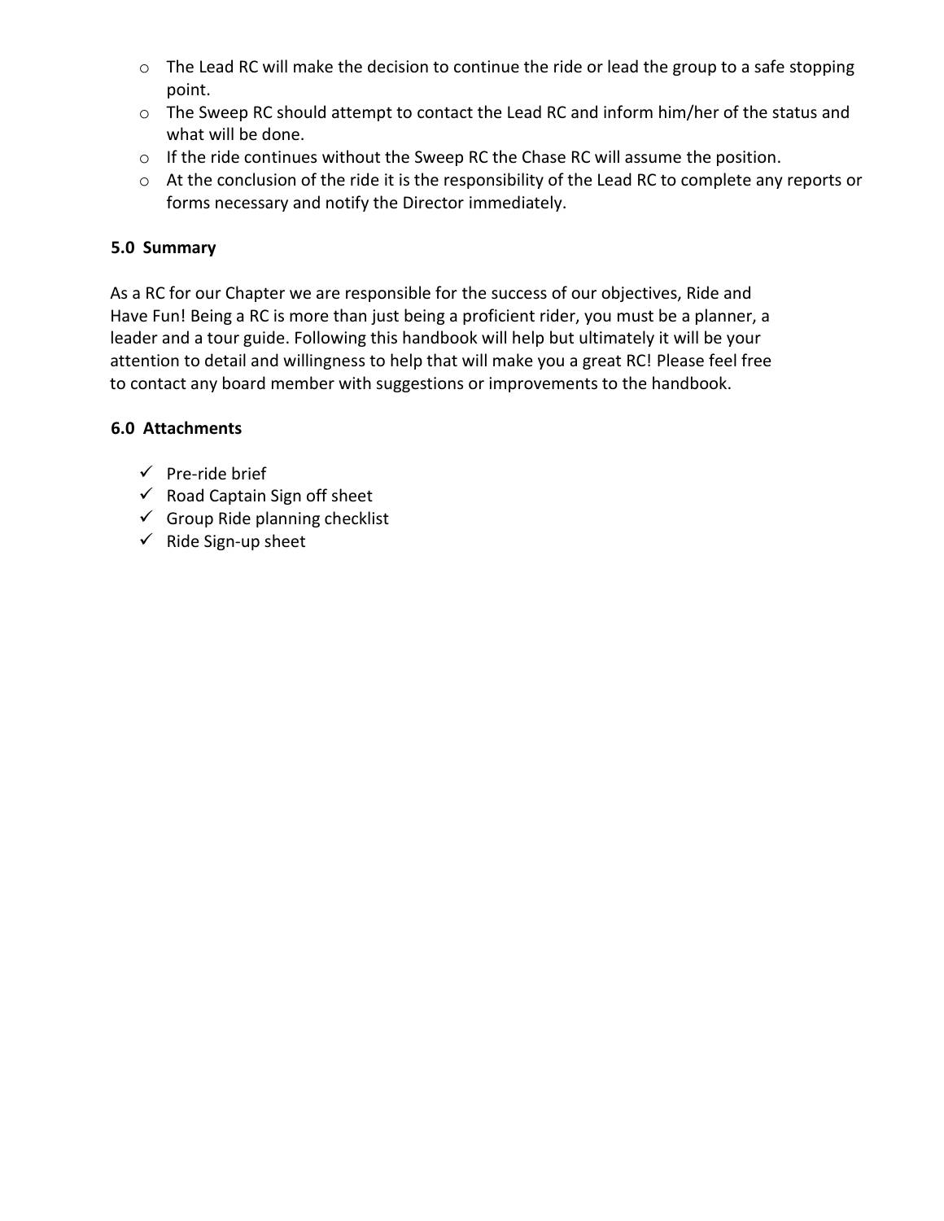- The Lead RC will make the decision to continue the ride or lead the group to a safe stopping point.
- The Sweep RC should attempt to contact the Lead RC and inform him/her of the status and what will be done.
- If the ride continues without the Sweep RC the Chase RC will assume the position.
- At the conclusion of the ride it is the responsibility of the Lead RC to complete any reports or forms necessary and notify the Director immediately.

### 5.0 Summary

As a RC for our Chapter we are responsible for the success of our objectives, Ride and Have Fun! Being a RC is more than just being a proficient rider, you must be a planner, a leader and a tour guide. Following this handbook will help but ultimately it will be your attention to detail and willingness to help that will make you a great RC! Please feel free to contact any board member with suggestions or improvements to the handbook.

### 6.0 Attachments

- ✓ Pre-ride brief
- ✓ Road Captain Sign off sheet
- ✓ Group Ride planning checklist
- ✓ Ride Sign-up sheet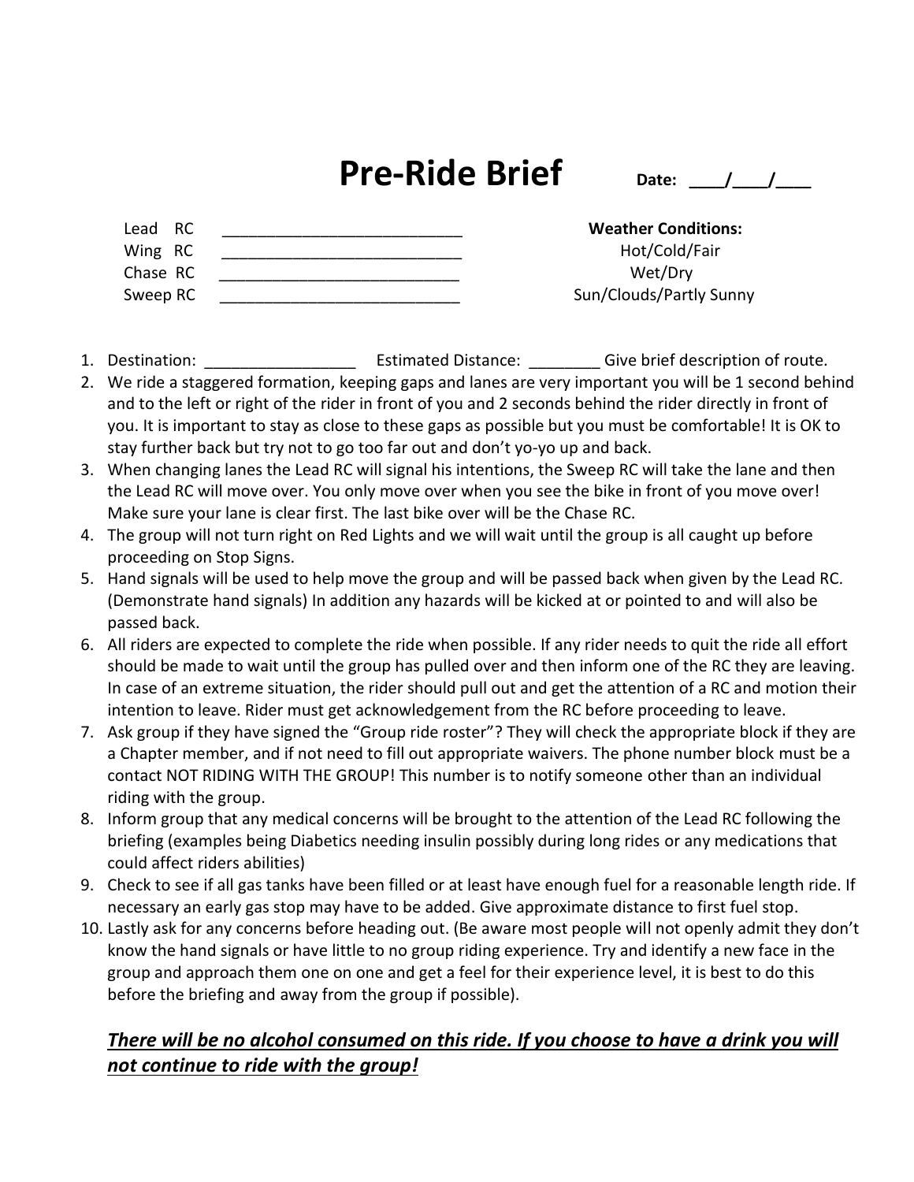# Pre-Ride Brief

**Date:** ____/____/____

Lead RC ___________________________

Wing RC ___________________________

Chase RC ___________________________

Sweep RC ___________________________

**Weather Conditions:**

Hot/Cold/Fair

Wet/Dry

Sun/Clouds/Partly Sunny

1. Destination: _________________ Estimated Distance: ________ Give brief description of route.
2. We ride a staggered formation, keeping gaps and lanes are very important you will be 1 second behind and to the left or right of the rider in front of you and 2 seconds behind the rider directly in front of you. It is important to stay as close to these gaps as possible but you must be comfortable! It is OK to stay further back but try not to go too far out and don't yo-yo up and back.
3. When changing lanes the Lead RC will signal his intentions, the Sweep RC will take the lane and then the Lead RC will move over. You only move over when you see the bike in front of you move over! Make sure your lane is clear first. The last bike over will be the Chase RC.
4. The group will not turn right on Red Lights and we will wait until the group is all caught up before proceeding on Stop Signs.
5. Hand signals will be used to help move the group and will be passed back when given by the Lead RC. (Demonstrate hand signals) In addition any hazards will be kicked at or pointed to and will also be passed back.
6. All riders are expected to complete the ride when possible. If any rider needs to quit the ride all effort should be made to wait until the group has pulled over and then inform one of the RC they are leaving. In case of an extreme situation, the rider should pull out and get the attention of a RC and motion their intention to leave. Rider must get acknowledgement from the RC before proceeding to leave.
7. Ask group if they have signed the "Group ride roster"? They will check the appropriate block if they are a Chapter member, and if not need to fill out appropriate waivers. The phone number block must be a contact NOT RIDING WITH THE GROUP! This number is to notify someone other than an individual riding with the group.
8. Inform group that any medical concerns will be brought to the attention of the Lead RC following the briefing (examples being Diabetics needing insulin possibly during long rides or any medications that could affect riders abilities)
9. Check to see if all gas tanks have been filled or at least have enough fuel for a reasonable length ride. If necessary an early gas stop may have to be added. Give approximate distance to first fuel stop.
10. Lastly ask for any concerns before heading out. (Be aware most people will not openly admit they don't know the hand signals or have little to no group riding experience. Try and identify a new face in the group and approach them one on one and get a feel for their experience level, it is best to do this before the briefing and away from the group if possible).

***There will be no alcohol consumed on this ride. If you choose to have a drink you will not continue to ride with the group!***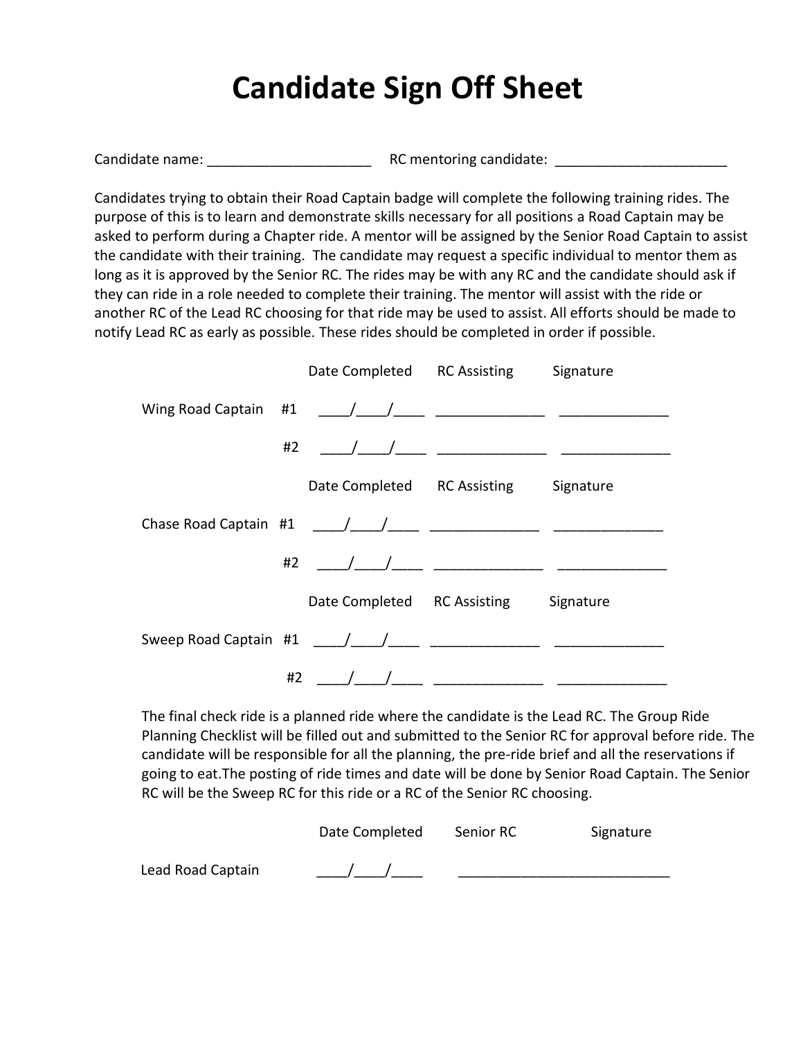# Candidate Sign Off Sheet

Candidate name: _____________________ RC mentoring candidate: ______________________

Candidates trying to obtain their Road Captain badge will complete the following training rides. The purpose of this is to learn and demonstrate skills necessary for all positions a Road Captain may be asked to perform during a Chapter ride. A mentor will be assigned by the Senior Road Captain to assist the candidate with their training. The candidate may request a specific individual to mentor them as long as it is approved by the Senior RC. The rides may be with any RC and the candidate should ask if they can ride in a role needed to complete their training. The mentor will assist with the ride or another RC of the Lead RC choosing for that ride may be used to assist. All efforts should be made to notify Lead RC as early as possible. These rides should be completed in order if possible.

| | | Date Completed | RC Assisting | Signature |
|---|---|---|---|---|
| Wing Road Captain | #1 | ____/____/____ | ______________ | ______________ |
| | #2 | ____/____/____ | ______________ | ______________ |

| | | Date Completed | RC Assisting | Signature |
|---|---|---|---|---|
| Chase Road Captain | #1 | ____/____/____ | ______________ | ______________ |
| | #2 | ____/____/____ | ______________ | ______________ |

| | | Date Completed | RC Assisting | Signature |
|---|---|---|---|---|
| Sweep Road Captain | #1 | ____/____/____ | ______________ | ______________ |
| | #2 | ____/____/____ | ______________ | ______________ |

The final check ride is a planned ride where the candidate is the Lead RC. The Group Ride Planning Checklist will be filled out and submitted to the Senior RC for approval before ride. The candidate will be responsible for all the planning, the pre-ride brief and all the reservations if going to eat.The posting of ride times and date will be done by Senior Road Captain. The Senior RC will be the Sweep RC for this ride or a RC of the Senior RC choosing.

| | Date Completed | Senior RC | Signature |
|---|---|---|---|
| Lead Road Captain | ____/____/____ | ___________________________ | |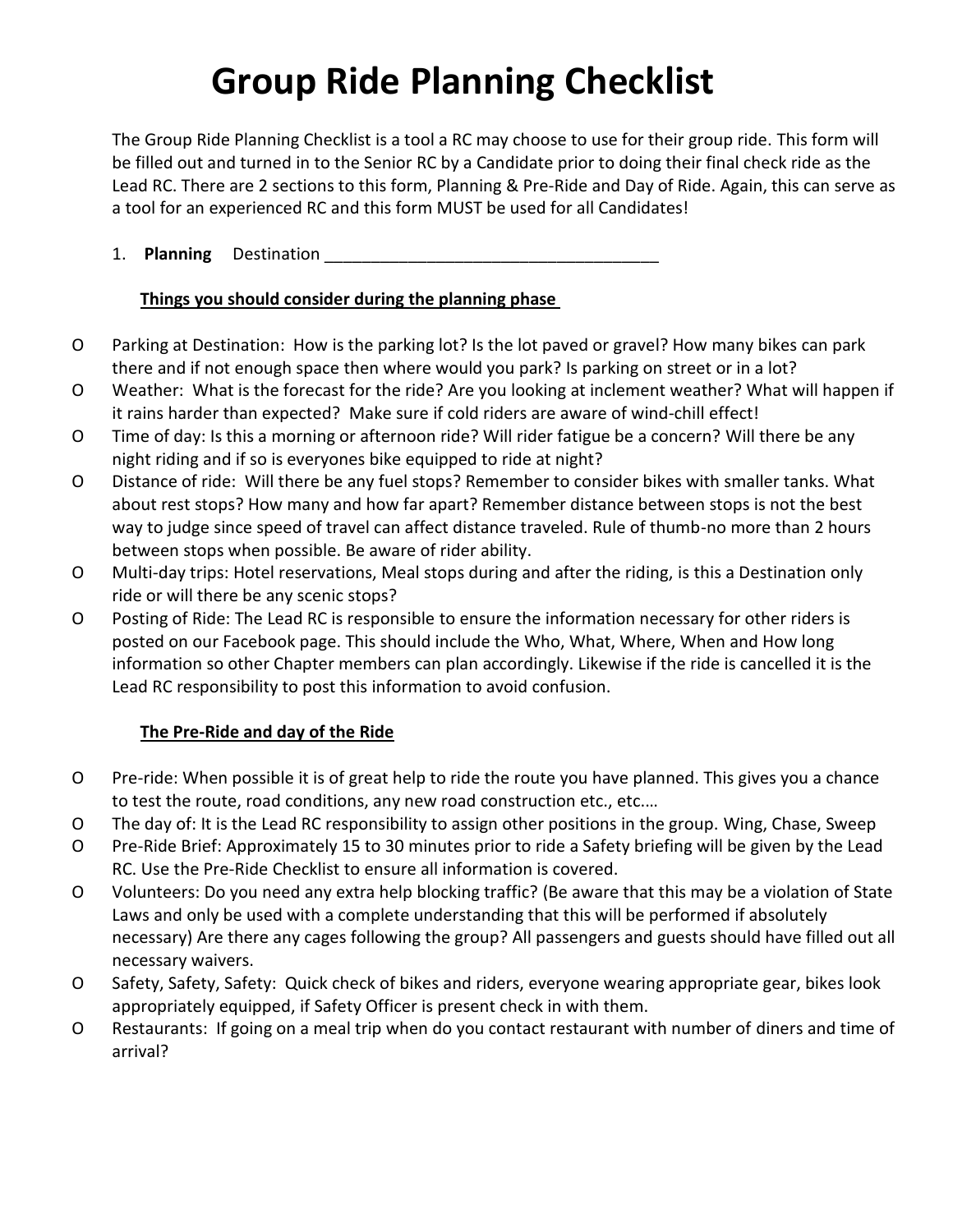# Group Ride Planning Checklist

The Group Ride Planning Checklist is a tool a RC may choose to use for their group ride. This form will be filled out and turned in to the Senior RC by a Candidate prior to doing their final check ride as the Lead RC. There are 2 sections to this form, Planning & Pre-Ride and Day of Ride. Again, this can serve as a tool for an experienced RC and this form MUST be used for all Candidates!

1. **Planning** Destination ___________________________________

**Things you should consider during the planning phase**

- O Parking at Destination: How is the parking lot? Is the lot paved or gravel? How many bikes can park there and if not enough space then where would you park? Is parking on street or in a lot?
- O Weather: What is the forecast for the ride? Are you looking at inclement weather? What will happen if it rains harder than expected? Make sure if cold riders are aware of wind-chill effect!
- O Time of day: Is this a morning or afternoon ride? Will rider fatigue be a concern? Will there be any night riding and if so is everyones bike equipped to ride at night?
- O Distance of ride: Will there be any fuel stops? Remember to consider bikes with smaller tanks. What about rest stops? How many and how far apart? Remember distance between stops is not the best way to judge since speed of travel can affect distance traveled. Rule of thumb-no more than 2 hours between stops when possible. Be aware of rider ability.
- O Multi-day trips: Hotel reservations, Meal stops during and after the riding, is this a Destination only ride or will there be any scenic stops?
- O Posting of Ride: The Lead RC is responsible to ensure the information necessary for other riders is posted on our Facebook page. This should include the Who, What, Where, When and How long information so other Chapter members can plan accordingly. Likewise if the ride is cancelled it is the Lead RC responsibility to post this information to avoid confusion.

**The Pre-Ride and day of the Ride**

- O Pre-ride: When possible it is of great help to ride the route you have planned. This gives you a chance to test the route, road conditions, any new road construction etc., etc.…
- O The day of: It is the Lead RC responsibility to assign other positions in the group. Wing, Chase, Sweep
- O Pre-Ride Brief: Approximately 15 to 30 minutes prior to ride a Safety briefing will be given by the Lead RC. Use the Pre-Ride Checklist to ensure all information is covered.
- O Volunteers: Do you need any extra help blocking traffic? (Be aware that this may be a violation of State Laws and only be used with a complete understanding that this will be performed if absolutely necessary) Are there any cages following the group? All passengers and guests should have filled out all necessary waivers.
- O Safety, Safety, Safety: Quick check of bikes and riders, everyone wearing appropriate gear, bikes look appropriately equipped, if Safety Officer is present check in with them.
- O Restaurants: If going on a meal trip when do you contact restaurant with number of diners and time of arrival?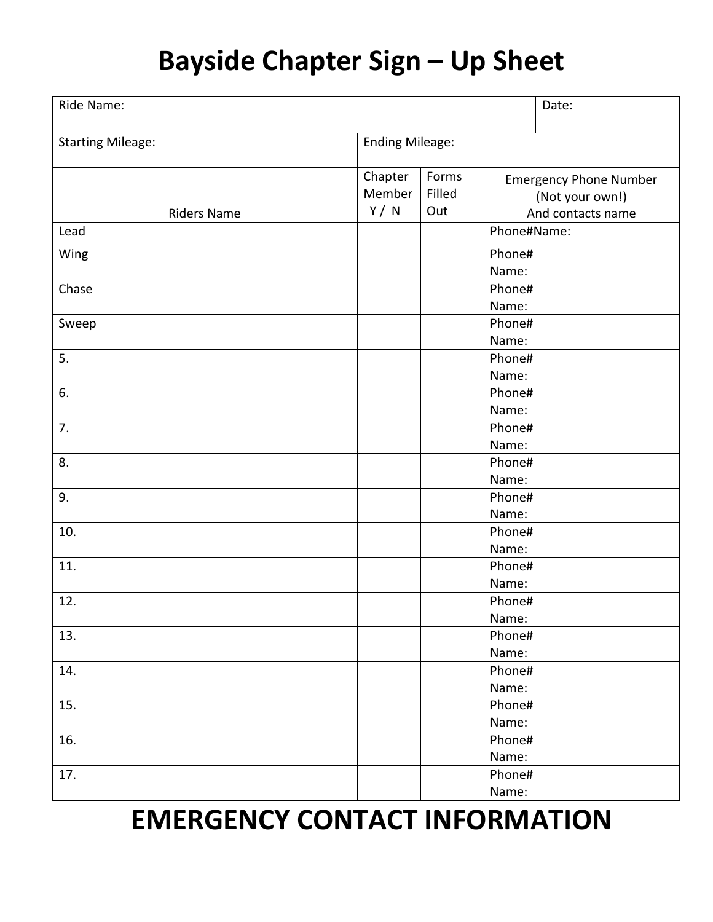# Bayside Chapter Sign – Up Sheet

| Ride Name: | | | Date: |
|---|---|---|---|
| Starting Mileage: | Ending Mileage: | | |
| Riders Name | Chapter Member Y / N | Forms Filled Out | Emergency Phone Number (Not your own!) And contacts name |
| Lead | | | Phone#Name: |
| Wing | | | Phone# Name: |
| Chase | | | Phone# Name: |
| Sweep | | | Phone# Name: |
| 5. | | | Phone# Name: |
| 6. | | | Phone# Name: |
| 7. | | | Phone# Name: |
| 8. | | | Phone# Name: |
| 9. | | | Phone# Name: |
| 10. | | | Phone# Name: |
| 11. | | | Phone# Name: |
| 12. | | | Phone# Name: |
| 13. | | | Phone# Name: |
| 14. | | | Phone# Name: |
| 15. | | | Phone# Name: |
| 16. | | | Phone# Name: |
| 17. | | | Phone# Name: |

# EMERGENCY CONTACT INFORMATION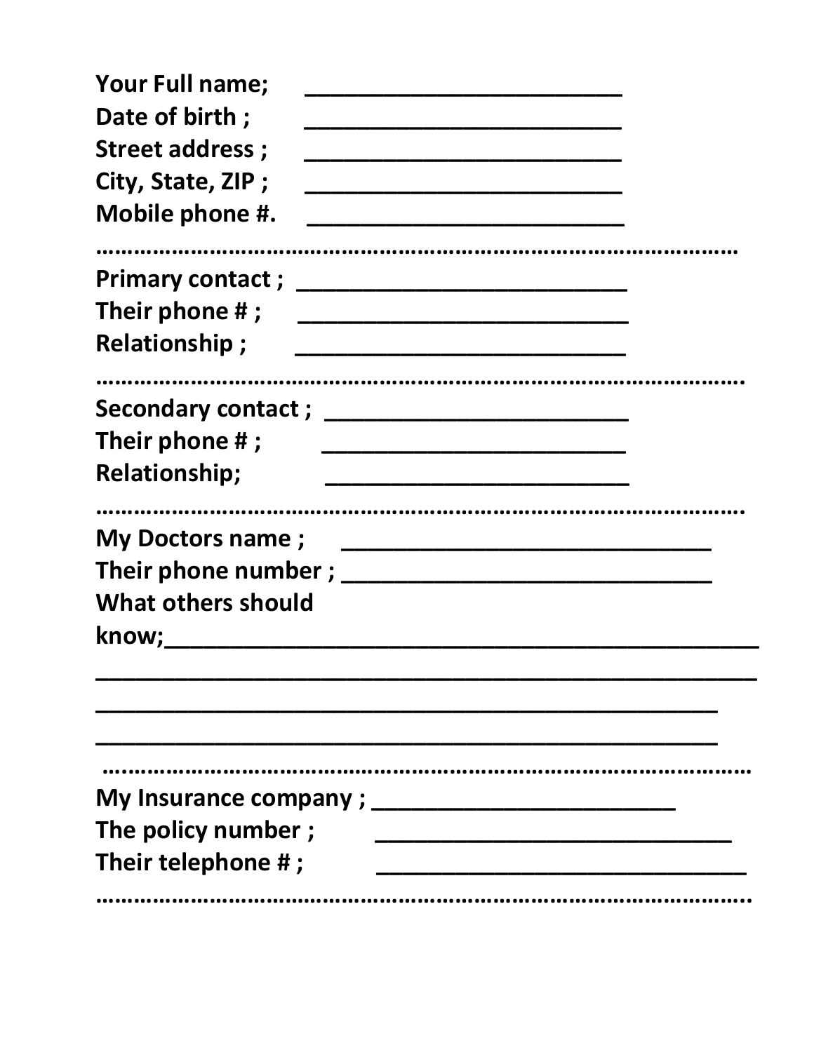**Your Full name; \_\_\_\_\_\_\_\_\_\_\_\_\_\_\_\_\_\_\_\_\_\_\_\_\_**
**Date of birth ; \_\_\_\_\_\_\_\_\_\_\_\_\_\_\_\_\_\_\_\_\_\_\_\_\_**
**Street address ; \_\_\_\_\_\_\_\_\_\_\_\_\_\_\_\_\_\_\_\_\_\_\_\_\_**
**City, State, ZIP ; \_\_\_\_\_\_\_\_\_\_\_\_\_\_\_\_\_\_\_\_\_\_\_\_\_**
**Mobile phone #. \_\_\_\_\_\_\_\_\_\_\_\_\_\_\_\_\_\_\_\_\_\_\_\_\_**

**………………………………………………………………………………………**

**Primary contact ; \_\_\_\_\_\_\_\_\_\_\_\_\_\_\_\_\_\_\_\_\_\_\_\_\_\_**
**Their phone # ; \_\_\_\_\_\_\_\_\_\_\_\_\_\_\_\_\_\_\_\_\_\_\_\_\_\_**
**Relationship ; \_\_\_\_\_\_\_\_\_\_\_\_\_\_\_\_\_\_\_\_\_\_\_\_\_\_**

**……………………………………………………………………………………….**

**Secondary contact ; \_\_\_\_\_\_\_\_\_\_\_\_\_\_\_\_\_\_\_\_\_\_\_\_**
**Their phone # ; \_\_\_\_\_\_\_\_\_\_\_\_\_\_\_\_\_\_\_\_\_\_\_\_**
**Relationship; \_\_\_\_\_\_\_\_\_\_\_\_\_\_\_\_\_\_\_\_\_\_\_\_**

**……………………………………………………………………………………….**

**My Doctors name ; \_\_\_\_\_\_\_\_\_\_\_\_\_\_\_\_\_\_\_\_\_\_\_\_\_\_\_\_\_\_**
**Their phone number ; \_\_\_\_\_\_\_\_\_\_\_\_\_\_\_\_\_\_\_\_\_\_\_\_\_\_\_\_\_\_**
**What others should know;\_\_\_\_\_\_\_\_\_\_\_\_\_\_\_\_\_\_\_\_\_\_\_\_\_\_\_\_\_\_\_\_\_\_\_\_\_\_\_\_\_\_\_\_\_\_\_\_**
**\_\_\_\_\_\_\_\_\_\_\_\_\_\_\_\_\_\_\_\_\_\_\_\_\_\_\_\_\_\_\_\_\_\_\_\_\_\_\_\_\_\_\_\_\_\_\_\_\_\_\_\_\_\_\_\_**
**\_\_\_\_\_\_\_\_\_\_\_\_\_\_\_\_\_\_\_\_\_\_\_\_\_\_\_\_\_\_\_\_\_\_\_\_\_\_\_\_\_\_\_\_\_\_\_\_\_\_\_**
**\_\_\_\_\_\_\_\_\_\_\_\_\_\_\_\_\_\_\_\_\_\_\_\_\_\_\_\_\_\_\_\_\_\_\_\_\_\_\_\_\_\_\_\_\_\_\_\_\_\_\_**

**..…………………………………………………………………………………………**

**My Insurance company ; \_\_\_\_\_\_\_\_\_\_\_\_\_\_\_\_\_\_\_\_\_\_\_\_\_**
**The policy number ; \_\_\_\_\_\_\_\_\_\_\_\_\_\_\_\_\_\_\_\_\_\_\_\_\_\_\_\_\_\_**
**Their telephone # ; \_\_\_\_\_\_\_\_\_\_\_\_\_\_\_\_\_\_\_\_\_\_\_\_\_\_\_\_\_\_**

**………………………………………………………………………………………..**